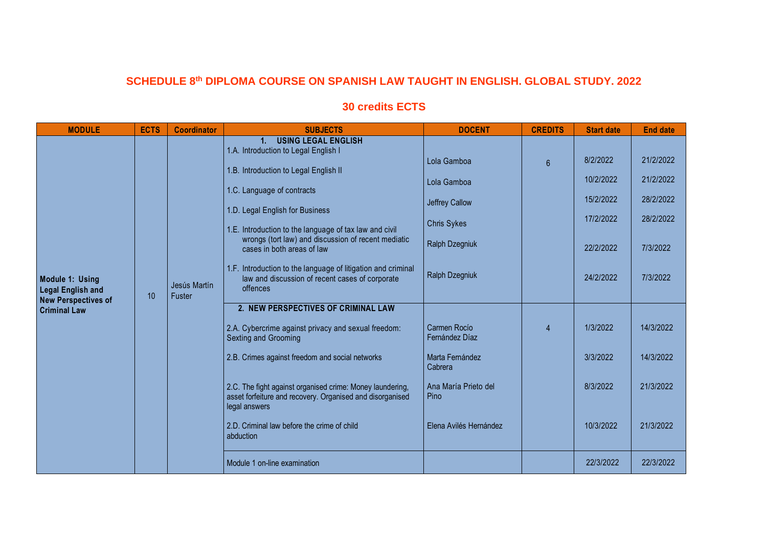# SCHEDULE 8th DIPLOMA COURSE ON SPANISH LAW TAUGHT IN ENGLISH. GLOBAL STUDY. 2022

## 30 credits ECTS

| MODULE | ECTS | Coordinator | SUBJECTS | DOCENT | CREDITS | Start date | End date |
|---|---|---|---|---|---|---|---|
| Module 1: Using Legal English and New Perspectives of Criminal Law | 10 | Jesús Martín Fuster | **1. USING LEGAL ENGLISH** | | | | |
| | | | 1.A. Introduction to Legal English I | Lola Gamboa | 6 | 8/2/2022 | 21/2/2022 |
| | | | 1.B. Introduction to Legal English II | Lola Gamboa | | 10/2/2022 | 21/2/2022 |
| | | | 1.C. Language of contracts | Jeffrey Callow | | 15/2/2022 | 28/2/2022 |
| | | | 1.D. Legal English for Business | Chris Sykes | | 17/2/2022 | 28/2/2022 |
| | | | 1.E. Introduction to the language of tax law and civil wrongs (tort law) and discussion of recent mediatic cases in both areas of law | Ralph Dzegniuk | | 22/2/2022 | 7/3/2022 |
| | | | 1.F. Introduction to the language of litigation and criminal law and discussion of recent cases of corporate offences | Ralph Dzegniuk | | 24/2/2022 | 7/3/2022 |
| | | | **2. NEW PERSPECTIVES OF CRIMINAL LAW** | | | | |
| | | | 2.A. Cybercrime against privacy and sexual freedom: Sexting and Grooming | Carmen Rocío Fernández Díaz | 4 | 1/3/2022 | 14/3/2022 |
| | | | 2.B. Crimes against freedom and social networks | Marta Fernández Cabrera | | 3/3/2022 | 14/3/2022 |
| | | | 2.C. The fight against organised crime: Money laundering, asset forfeiture and recovery. Organised and disorganised legal answers | Ana María Prieto del Pino | | 8/3/2022 | 21/3/2022 |
| | | | 2.D. Criminal law before the crime of child abduction | Elena Avilés Hernández | | 10/3/2022 | 21/3/2022 |
| | | | Module 1 on-line examination | | | 22/3/2022 | 22/3/2022 |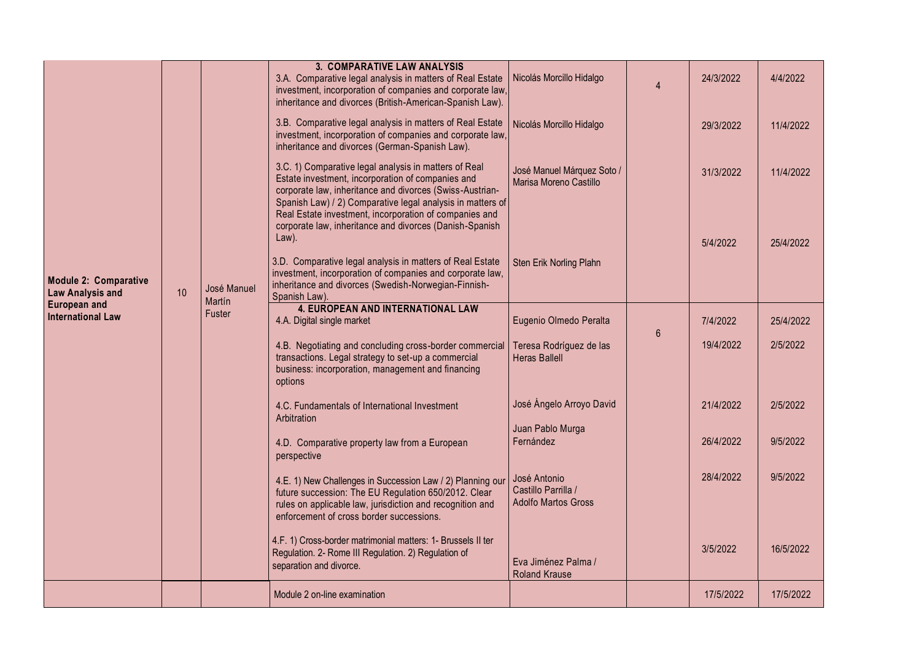| Module 2: Comparative Law Analysis and European and International Law | 10 | José Manuel Martín Fuster | **3. COMPARATIVE LAW ANALYSIS** 3.A. Comparative legal analysis in matters of Real Estate investment, incorporation of companies and corporate law, inheritance and divorces (British-American-Spanish Law). | Nicolás Morcillo Hidalgo | 4 | 24/3/2022 | 4/4/2022 |
|---|---|---|---|---|---|---|---|
| | | | 3.B. Comparative legal analysis in matters of Real Estate investment, incorporation of companies and corporate law, inheritance and divorces (German-Spanish Law). | Nicolás Morcillo Hidalgo | | 29/3/2022 | 11/4/2022 |
| | | | 3.C. 1) Comparative legal analysis in matters of Real Estate investment, incorporation of companies and corporate law, inheritance and divorces (Swiss-Austrian-Spanish Law) / 2) Comparative legal analysis in matters of Real Estate investment, incorporation of companies and corporate law, inheritance and divorces (Danish-Spanish Law). | José Manuel Márquez Soto / Marisa Moreno Castillo | | 31/3/2022 | 11/4/2022 |
| | | | 3.D. Comparative legal analysis in matters of Real Estate investment, incorporation of companies and corporate law, inheritance and divorces (Swedish-Norwegian-Finnish-Spanish Law). | Sten Erik Norling Plahn | | 5/4/2022 | 25/4/2022 |
| | | | **4. EUROPEAN AND INTERNATIONAL LAW** 4.A. Digital single market | Eugenio Olmedo Peralta | 6 | 7/4/2022 | 25/4/2022 |
| | | | 4.B. Negotiating and concluding cross-border commercial transactions. Legal strategy to set-up a commercial business: incorporation, management and financing options | Teresa Rodríguez de las Heras Ballell | | 19/4/2022 | 2/5/2022 |
| | | | 4.C. Fundamentals of International Investment Arbitration | José Ángelo Arroyo David | | 21/4/2022 | 2/5/2022 |
| | | | 4.D. Comparative property law from a European perspective | Juan Pablo Murga Fernández | | 26/4/2022 | 9/5/2022 |
| | | | 4.E. 1) New Challenges in Succession Law / 2) Planning our future succession: The EU Regulation 650/2012. Clear rules on applicable law, jurisdiction and recognition and enforcement of cross border successions. | José Antonio Castillo Parrilla / Adolfo Martos Gross | | 28/4/2022 | 9/5/2022 |
| | | | 4.F. 1) Cross-border matrimonial matters: 1- Brussels II ter Regulation. 2- Rome III Regulation. 2) Regulation of separation and divorce. | Eva Jiménez Palma / Roland Krause | | 3/5/2022 | 16/5/2022 |
| | | | Module 2 on-line examination | | | 17/5/2022 | 17/5/2022 |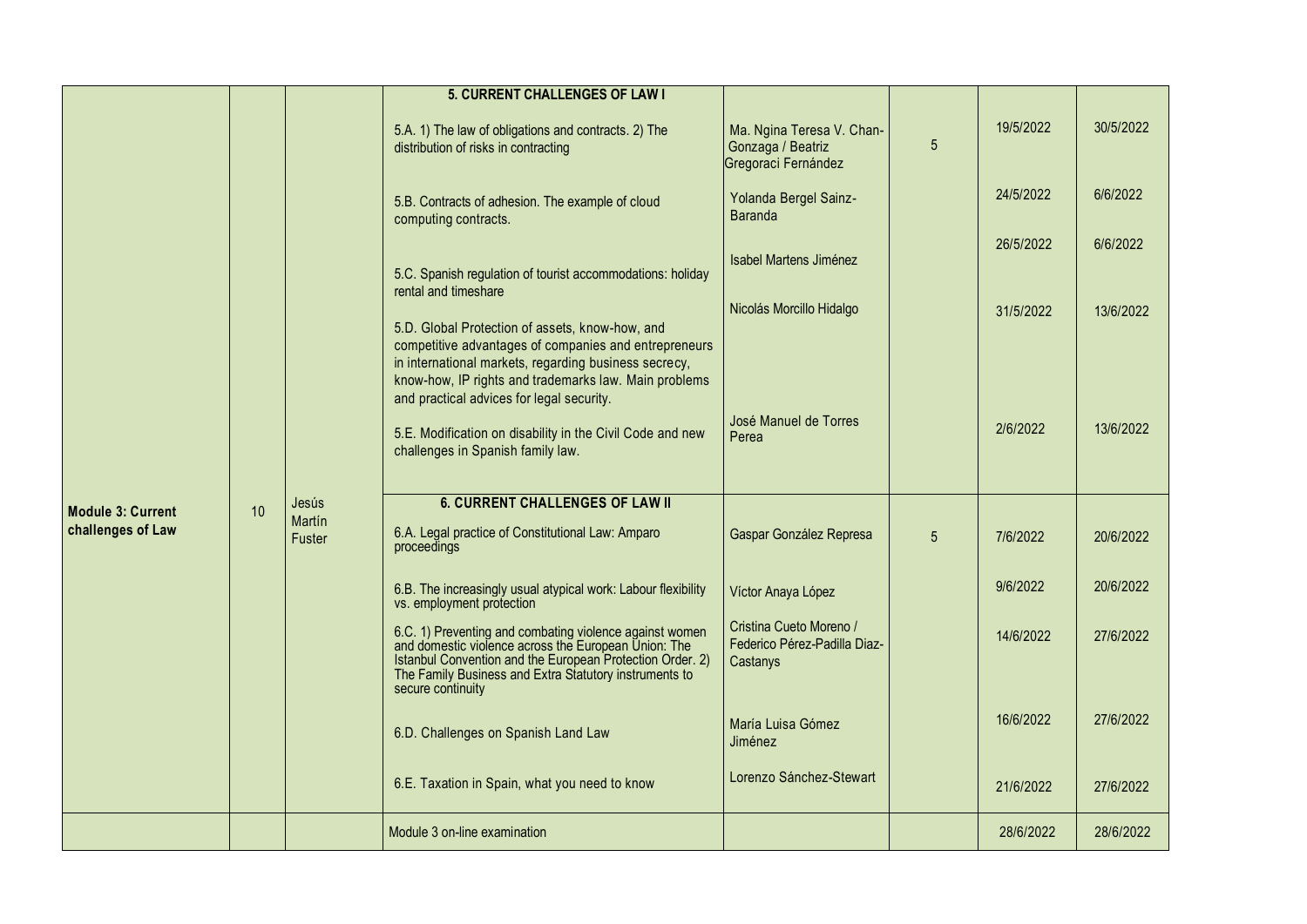| | | | | | | | |
|---|---|---|---|---|---|---|---|
| | | | **5. CURRENT CHALLENGES OF LAW I** | | | | |
| | | | 5.A. 1) The law of obligations and contracts. 2) The distribution of risks in contracting | Ma. Ngina Teresa V. Chan-Gonzaga / Beatriz Gregoraci Fernández | 5 | 19/5/2022 | 30/5/2022 |
| | | | 5.B. Contracts of adhesion. The example of cloud computing contracts. | Yolanda Bergel Sainz-Baranda | | 24/5/2022 | 6/6/2022 |
| | | | 5.C. Spanish regulation of tourist accommodations: holiday rental and timeshare | Isabel Martens Jiménez | | 26/5/2022 | 6/6/2022 |
| | | | 5.D. Global Protection of assets, know-how, and competitive advantages of companies and entrepreneurs in international markets, regarding business secrecy, know-how, IP rights and trademarks law. Main problems and practical advices for legal security. | Nicolás Morcillo Hidalgo | | 31/5/2022 | 13/6/2022 |
| | | | 5.E. Modification on disability in the Civil Code and new challenges in Spanish family law. | José Manuel de Torres Perea | | 2/6/2022 | 13/6/2022 |
| **Module 3: Current challenges of Law** | 10 | Jesús Martín Fuster | **6. CURRENT CHALLENGES OF LAW II** | | | | |
| | | | 6.A. Legal practice of Constitutional Law: Amparo proceedings | Gaspar González Represa | 5 | 7/6/2022 | 20/6/2022 |
| | | | 6.B. The increasingly usual atypical work: Labour flexibility vs. employment protection | Víctor Anaya López | | 9/6/2022 | 20/6/2022 |
| | | | 6.C. 1) Preventing and combating violence against women and domestic violence across the European Union: The Istanbul Convention and the European Protection Order. 2) The Family Business and Extra Statutory instruments to secure continuity | Cristina Cueto Moreno / Federico Pérez-Padilla Diaz-Castanys | | 14/6/2022 | 27/6/2022 |
| | | | 6.D. Challenges on Spanish Land Law | María Luisa Gómez Jiménez | | 16/6/2022 | 27/6/2022 |
| | | | 6.E. Taxation in Spain, what you need to know | Lorenzo Sánchez-Stewart | | 21/6/2022 | 27/6/2022 |
| | | | Module 3 on-line examination | | | 28/6/2022 | 28/6/2022 |